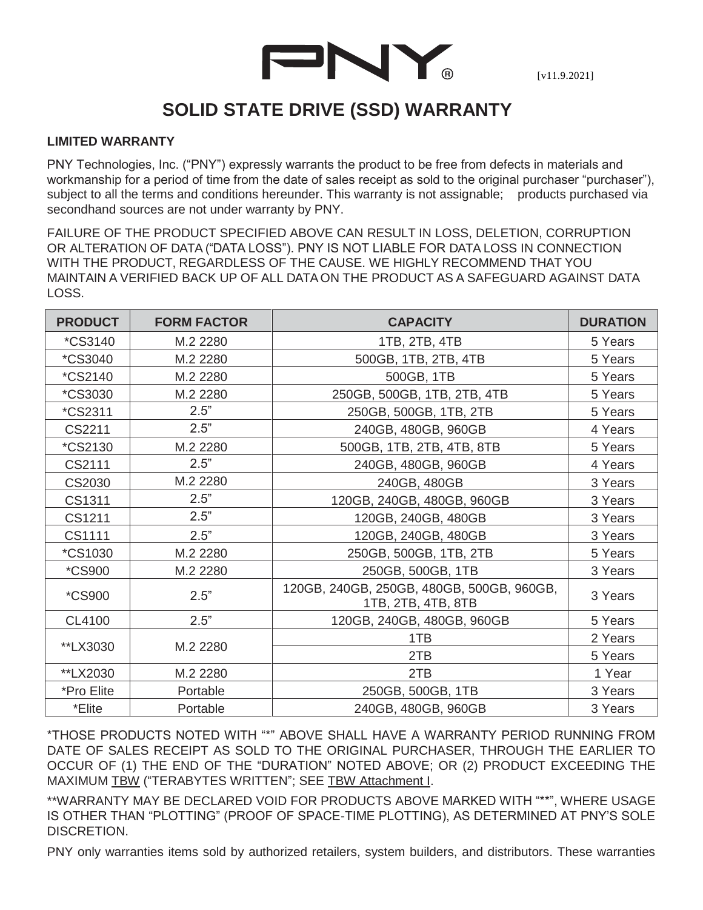PNY®

[v11.9.2021]

# SOLID STATE DRIVE (SSD) WARRANTY

**LIMITED WARRANTY**

PNY Technologies, Inc. ("PNY") expressly warrants the product to be free from defects in materials and workmanship for a period of time from the date of sales receipt as sold to the original purchaser "purchaser"), subject to all the terms and conditions hereunder. This warranty is not assignable; products purchased via secondhand sources are not under warranty by PNY.

FAILURE OF THE PRODUCT SPECIFIED ABOVE CAN RESULT IN LOSS, DELETION, CORRUPTION OR ALTERATION OF DATA ("DATA LOSS"). PNY IS NOT LIABLE FOR DATA LOSS IN CONNECTION WITH THE PRODUCT, REGARDLESS OF THE CAUSE. WE HIGHLY RECOMMEND THAT YOU MAINTAIN A VERIFIED BACK UP OF ALL DATA ON THE PRODUCT AS A SAFEGUARD AGAINST DATA LOSS.

| PRODUCT | FORM FACTOR | CAPACITY | DURATION |
|---|---|---|---|
| *CS3140 | M.2 2280 | 1TB, 2TB, 4TB | 5 Years |
| *CS3040 | M.2 2280 | 500GB, 1TB, 2TB, 4TB | 5 Years |
| *CS2140 | M.2 2280 | 500GB, 1TB | 5 Years |
| *CS3030 | M.2 2280 | 250GB, 500GB, 1TB, 2TB, 4TB | 5 Years |
| *CS2311 | 2.5" | 250GB, 500GB, 1TB, 2TB | 5 Years |
| CS2211 | 2.5" | 240GB, 480GB, 960GB | 4 Years |
| *CS2130 | M.2 2280 | 500GB, 1TB, 2TB, 4TB, 8TB | 5 Years |
| CS2111 | 2.5" | 240GB, 480GB, 960GB | 4 Years |
| CS2030 | M.2 2280 | 240GB, 480GB | 3 Years |
| CS1311 | 2.5" | 120GB, 240GB, 480GB, 960GB | 3 Years |
| CS1211 | 2.5" | 120GB, 240GB, 480GB | 3 Years |
| CS1111 | 2.5" | 120GB, 240GB, 480GB | 3 Years |
| *CS1030 | M.2 2280 | 250GB, 500GB, 1TB, 2TB | 5 Years |
| *CS900 | M.2 2280 | 250GB, 500GB, 1TB | 3 Years |
| *CS900 | 2.5" | 120GB, 240GB, 250GB, 480GB, 500GB, 960GB, 1TB, 2TB, 4TB, 8TB | 3 Years |
| CL4100 | 2.5" | 120GB, 240GB, 480GB, 960GB | 5 Years |
| **LX3030 | M.2 2280 | 1TB | 2 Years |
| | | 2TB | 5 Years |
| **LX2030 | M.2 2280 | 2TB | 1 Year |
| *Pro Elite | Portable | 250GB, 500GB, 1TB | 3 Years |
| *Elite | Portable | 240GB, 480GB, 960GB | 3 Years |

*THOSE PRODUCTS NOTED WITH "*" ABOVE SHALL HAVE A WARRANTY PERIOD RUNNING FROM DATE OF SALES RECEIPT AS SOLD TO THE ORIGINAL PURCHASER, THROUGH THE EARLIER TO OCCUR OF (1) THE END OF THE "DURATION" NOTED ABOVE; OR (2) PRODUCT EXCEEDING THE MAXIMUM TBW ("TERABYTES WRITTEN"; SEE TBW Attachment I.

**WARRANTY MAY BE DECLARED VOID FOR PRODUCTS ABOVE MARKED WITH "**", WHERE USAGE IS OTHER THAN "PLOTTING" (PROOF OF SPACE-TIME PLOTTING), AS DETERMINED AT PNY'S SOLE DISCRETION.

PNY only warranties items sold by authorized retailers, system builders, and distributors. These warranties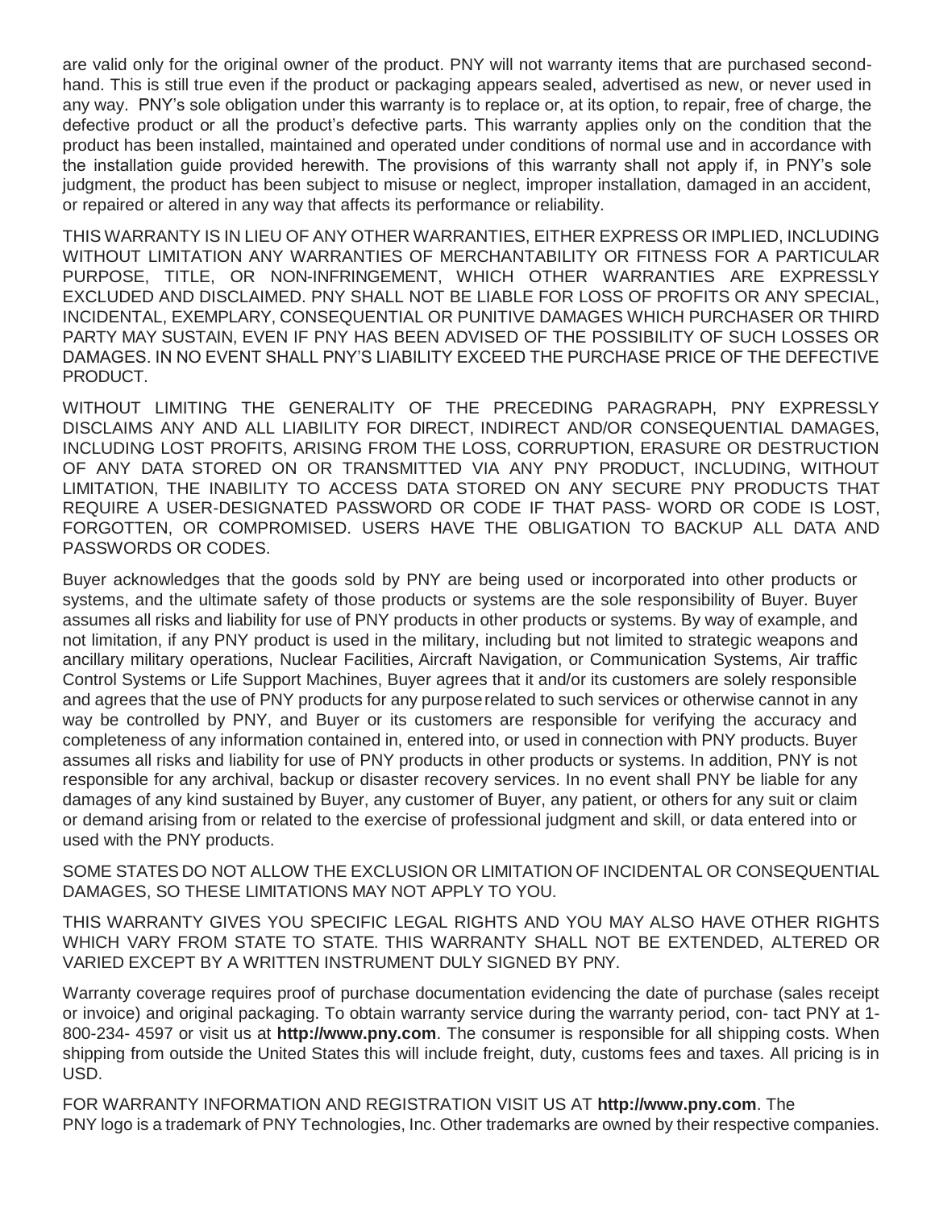are valid only for the original owner of the product. PNY will not warranty items that are purchased second-hand. This is still true even if the product or packaging appears sealed, advertised as new, or never used in any way. PNY's sole obligation under this warranty is to replace or, at its option, to repair, free of charge, the defective product or all the product's defective parts. This warranty applies only on the condition that the product has been installed, maintained and operated under conditions of normal use and in accordance with the installation guide provided herewith. The provisions of this warranty shall not apply if, in PNY's sole judgment, the product has been subject to misuse or neglect, improper installation, damaged in an accident, or repaired or altered in any way that affects its performance or reliability.

THIS WARRANTY IS IN LIEU OF ANY OTHER WARRANTIES, EITHER EXPRESS OR IMPLIED, INCLUDING WITHOUT LIMITATION ANY WARRANTIES OF MERCHANTABILITY OR FITNESS FOR A PARTICULAR PURPOSE, TITLE, OR NON-INFRINGEMENT, WHICH OTHER WARRANTIES ARE EXPRESSLY EXCLUDED AND DISCLAIMED. PNY SHALL NOT BE LIABLE FOR LOSS OF PROFITS OR ANY SPECIAL, INCIDENTAL, EXEMPLARY, CONSEQUENTIAL OR PUNITIVE DAMAGES WHICH PURCHASER OR THIRD PARTY MAY SUSTAIN, EVEN IF PNY HAS BEEN ADVISED OF THE POSSIBILITY OF SUCH LOSSES OR DAMAGES. IN NO EVENT SHALL PNY'S LIABILITY EXCEED THE PURCHASE PRICE OF THE DEFECTIVE PRODUCT.

WITHOUT LIMITING THE GENERALITY OF THE PRECEDING PARAGRAPH, PNY EXPRESSLY DISCLAIMS ANY AND ALL LIABILITY FOR DIRECT, INDIRECT AND/OR CONSEQUENTIAL DAMAGES, INCLUDING LOST PROFITS, ARISING FROM THE LOSS, CORRUPTION, ERASURE OR DESTRUCTION OF ANY DATA STORED ON OR TRANSMITTED VIA ANY PNY PRODUCT, INCLUDING, WITHOUT LIMITATION, THE INABILITY TO ACCESS DATA STORED ON ANY SECURE PNY PRODUCTS THAT REQUIRE A USER-DESIGNATED PASSWORD OR CODE IF THAT PASS- WORD OR CODE IS LOST, FORGOTTEN, OR COMPROMISED. USERS HAVE THE OBLIGATION TO BACKUP ALL DATA AND PASSWORDS OR CODES.

Buyer acknowledges that the goods sold by PNY are being used or incorporated into other products or systems, and the ultimate safety of those products or systems are the sole responsibility of Buyer. Buyer assumes all risks and liability for use of PNY products in other products or systems. By way of example, and not limitation, if any PNY product is used in the military, including but not limited to strategic weapons and ancillary military operations, Nuclear Facilities, Aircraft Navigation, or Communication Systems, Air traffic Control Systems or Life Support Machines, Buyer agrees that it and/or its customers are solely responsible and agrees that the use of PNY products for any purpose related to such services or otherwise cannot in any way be controlled by PNY, and Buyer or its customers are responsible for verifying the accuracy and completeness of any information contained in, entered into, or used in connection with PNY products. Buyer assumes all risks and liability for use of PNY products in other products or systems. In addition, PNY is not responsible for any archival, backup or disaster recovery services. In no event shall PNY be liable for any damages of any kind sustained by Buyer, any customer of Buyer, any patient, or others for any suit or claim or demand arising from or related to the exercise of professional judgment and skill, or data entered into or used with the PNY products.

SOME STATES DO NOT ALLOW THE EXCLUSION OR LIMITATION OF INCIDENTAL OR CONSEQUENTIAL DAMAGES, SO THESE LIMITATIONS MAY NOT APPLY TO YOU.

THIS WARRANTY GIVES YOU SPECIFIC LEGAL RIGHTS AND YOU MAY ALSO HAVE OTHER RIGHTS WHICH VARY FROM STATE TO STATE. THIS WARRANTY SHALL NOT BE EXTENDED, ALTERED OR VARIED EXCEPT BY A WRITTEN INSTRUMENT DULY SIGNED BY PNY.

Warranty coverage requires proof of purchase documentation evidencing the date of purchase (sales receipt or invoice) and original packaging. To obtain warranty service during the warranty period, con- tact PNY at 1-800-234- 4597 or visit us at **http://www.pny.com**. The consumer is responsible for all shipping costs. When shipping from outside the United States this will include freight, duty, customs fees and taxes. All pricing is in USD.

FOR WARRANTY INFORMATION AND REGISTRATION VISIT US AT **http://www.pny.com**. The PNY logo is a trademark of PNY Technologies, Inc. Other trademarks are owned by their respective companies.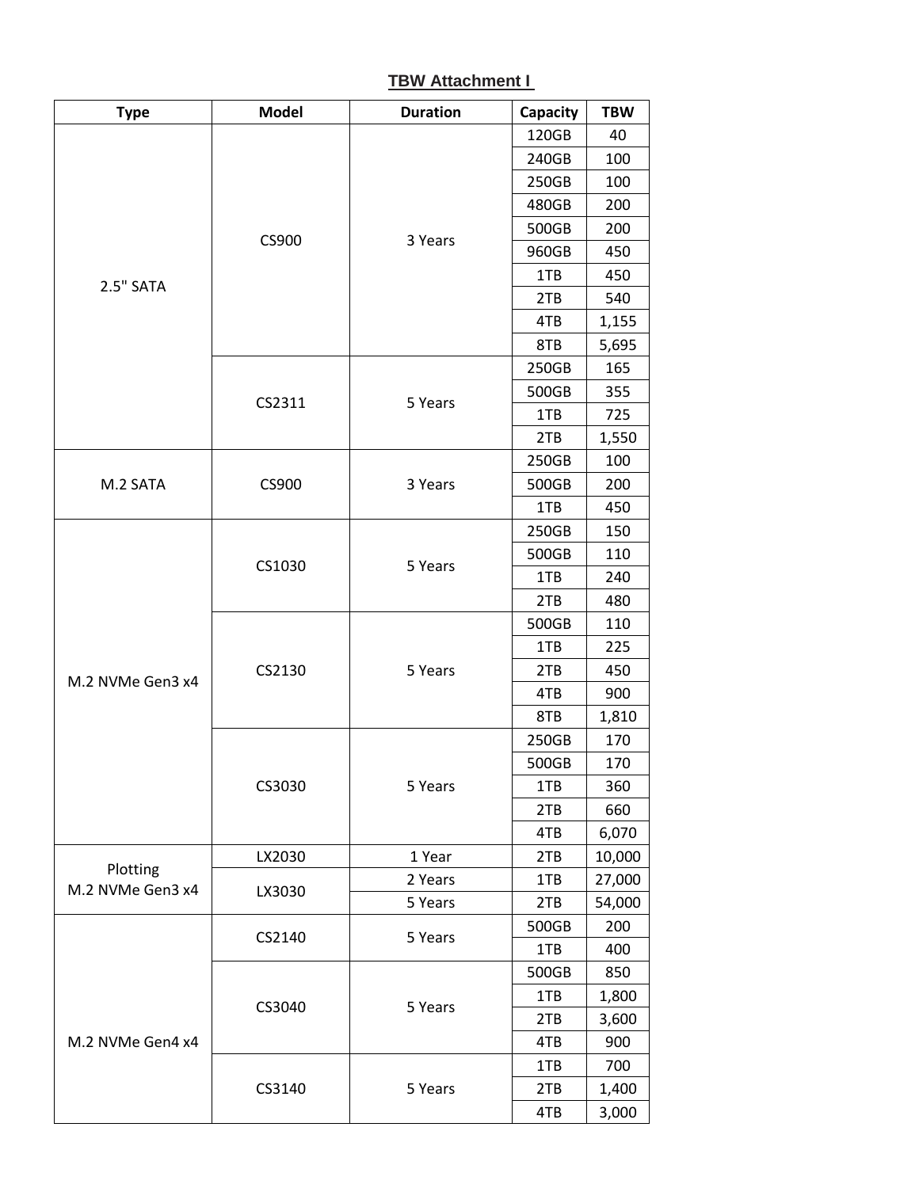## TBW Attachment I

| Type | Model | Duration | Capacity | TBW |
|---|---|---|---|---|
| 2.5" SATA | CS900 | 3 Years | 120GB | 40 |
| | | | 240GB | 100 |
| | | | 250GB | 100 |
| | | | 480GB | 200 |
| | | | 500GB | 200 |
| | | | 960GB | 450 |
| | | | 1TB | 450 |
| | | | 2TB | 540 |
| | | | 4TB | 1,155 |
| | | | 8TB | 5,695 |
| | CS2311 | 5 Years | 250GB | 165 |
| | | | 500GB | 355 |
| | | | 1TB | 725 |
| | | | 2TB | 1,550 |
| M.2 SATA | CS900 | 3 Years | 250GB | 100 |
| | | | 500GB | 200 |
| | | | 1TB | 450 |
| M.2 NVMe Gen3 x4 | CS1030 | 5 Years | 250GB | 150 |
| | | | 500GB | 110 |
| | | | 1TB | 240 |
| | | | 2TB | 480 |
| | CS2130 | 5 Years | 500GB | 110 |
| | | | 1TB | 225 |
| | | | 2TB | 450 |
| | | | 4TB | 900 |
| | | | 8TB | 1,810 |
| | CS3030 | 5 Years | 250GB | 170 |
| | | | 500GB | 170 |
| | | | 1TB | 360 |
| | | | 2TB | 660 |
| | | | 4TB | 6,070 |
| Plotting M.2 NVMe Gen3 x4 | LX2030 | 1 Year | 2TB | 10,000 |
| | LX3030 | 2 Years | 1TB | 27,000 |
| | | 5 Years | 2TB | 54,000 |
| M.2 NVMe Gen4 x4 | CS2140 | 5 Years | 500GB | 200 |
| | | | 1TB | 400 |
| | CS3040 | 5 Years | 500GB | 850 |
| | | | 1TB | 1,800 |
| | | | 2TB | 3,600 |
| | | | 4TB | 900 |
| | CS3140 | 5 Years | 1TB | 700 |
| | | | 2TB | 1,400 |
| | | | 4TB | 3,000 |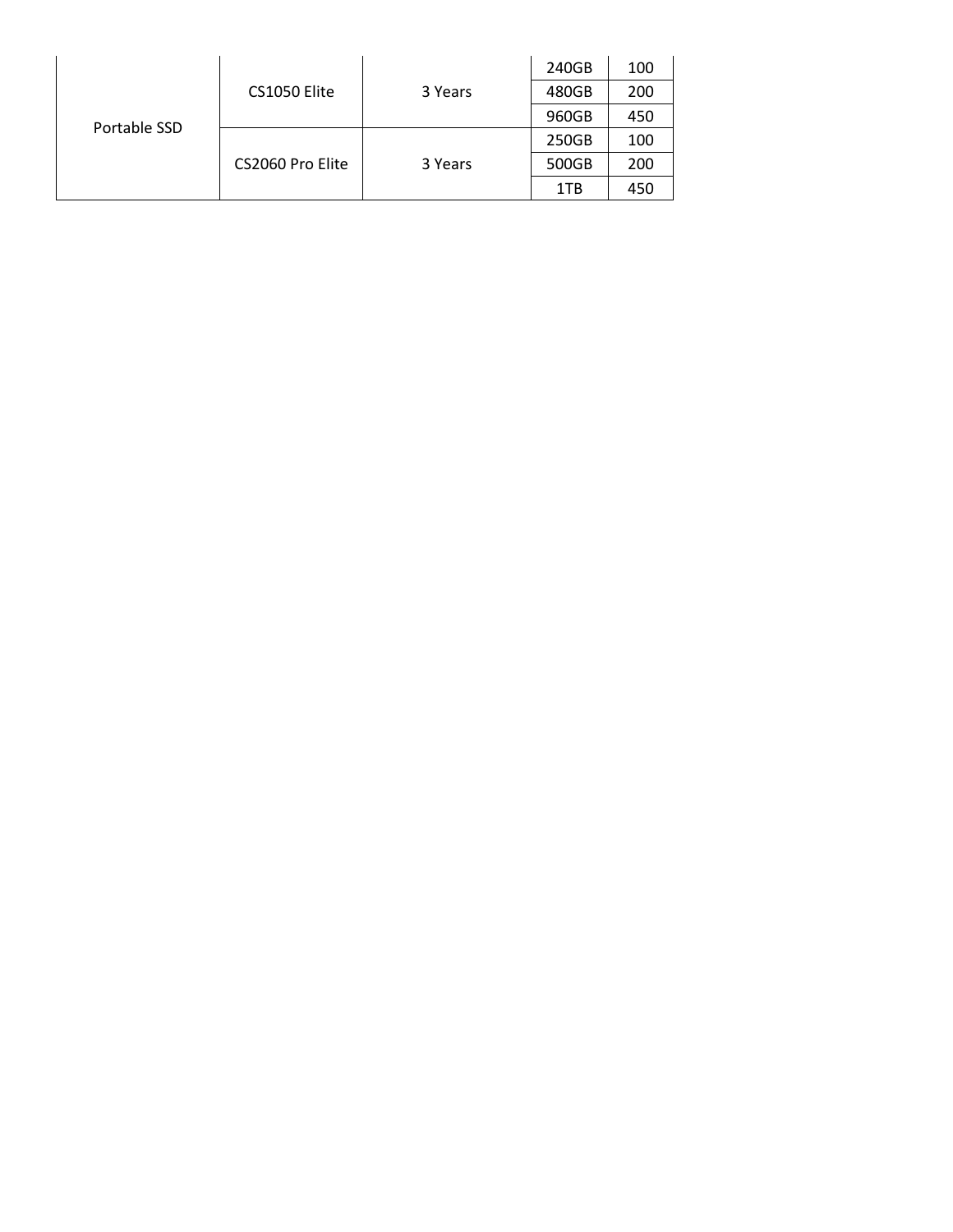| | | | | |
|---|---|---|---|---|
| Portable SSD | CS1050 Elite | 3 Years | 240GB | 100 |
| | | | 480GB | 200 |
| | | | 960GB | 450 |
| | CS2060 Pro Elite | 3 Years | 250GB | 100 |
| | | | 500GB | 200 |
| | | | 1TB | 450 |